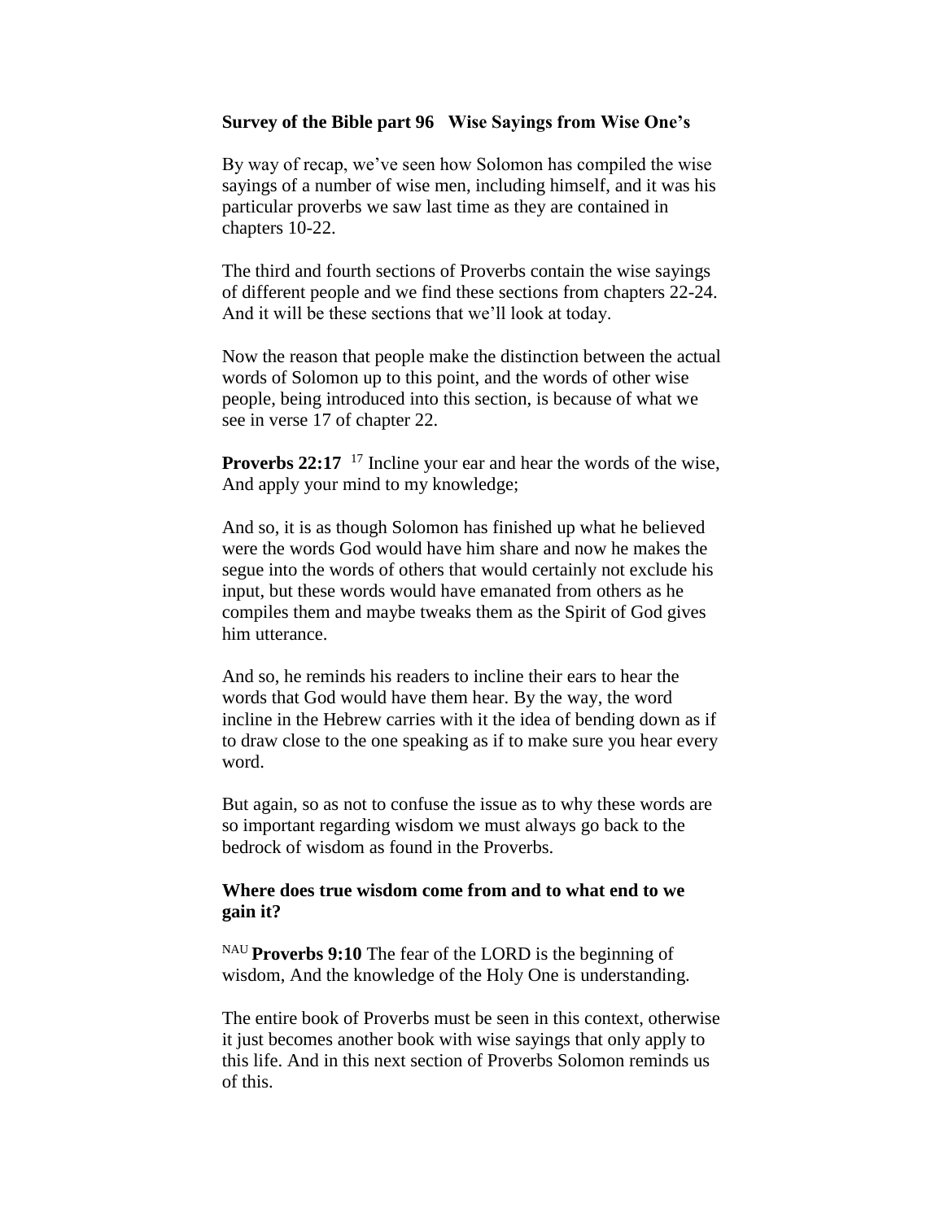**Survey of the Bible part 96   Wise Sayings from Wise One's**

By way of recap, we've seen how Solomon has compiled the wise sayings of a number of wise men, including himself, and it was his particular proverbs we saw last time as they are contained in chapters 10-22.

The third and fourth sections of Proverbs contain the wise sayings of different people and we find these sections from chapters 22-24. And it will be these sections that we'll look at today.

Now the reason that people make the distinction between the actual words of Solomon up to this point, and the words of other wise people, being introduced into this section, is because of what we see in verse 17 of chapter 22.

**Proverbs 22:17** [17] Incline your ear and hear the words of the wise, And apply your mind to my knowledge;

And so, it is as though Solomon has finished up what he believed were the words God would have him share and now he makes the segue into the words of others that would certainly not exclude his input, but these words would have emanated from others as he compiles them and maybe tweaks them as the Spirit of God gives him utterance.

And so, he reminds his readers to incline their ears to hear the words that God would have them hear. By the way, the word incline in the Hebrew carries with it the idea of bending down as if to draw close to the one speaking as if to make sure you hear every word.

But again, so as not to confuse the issue as to why these words are so important regarding wisdom we must always go back to the bedrock of wisdom as found in the Proverbs.

**Where does true wisdom come from and to what end to we gain it?**

[NAU] **Proverbs 9:10** The fear of the LORD is the beginning of wisdom, And the knowledge of the Holy One is understanding.

The entire book of Proverbs must be seen in this context, otherwise it just becomes another book with wise sayings that only apply to this life. And in this next section of Proverbs Solomon reminds us of this.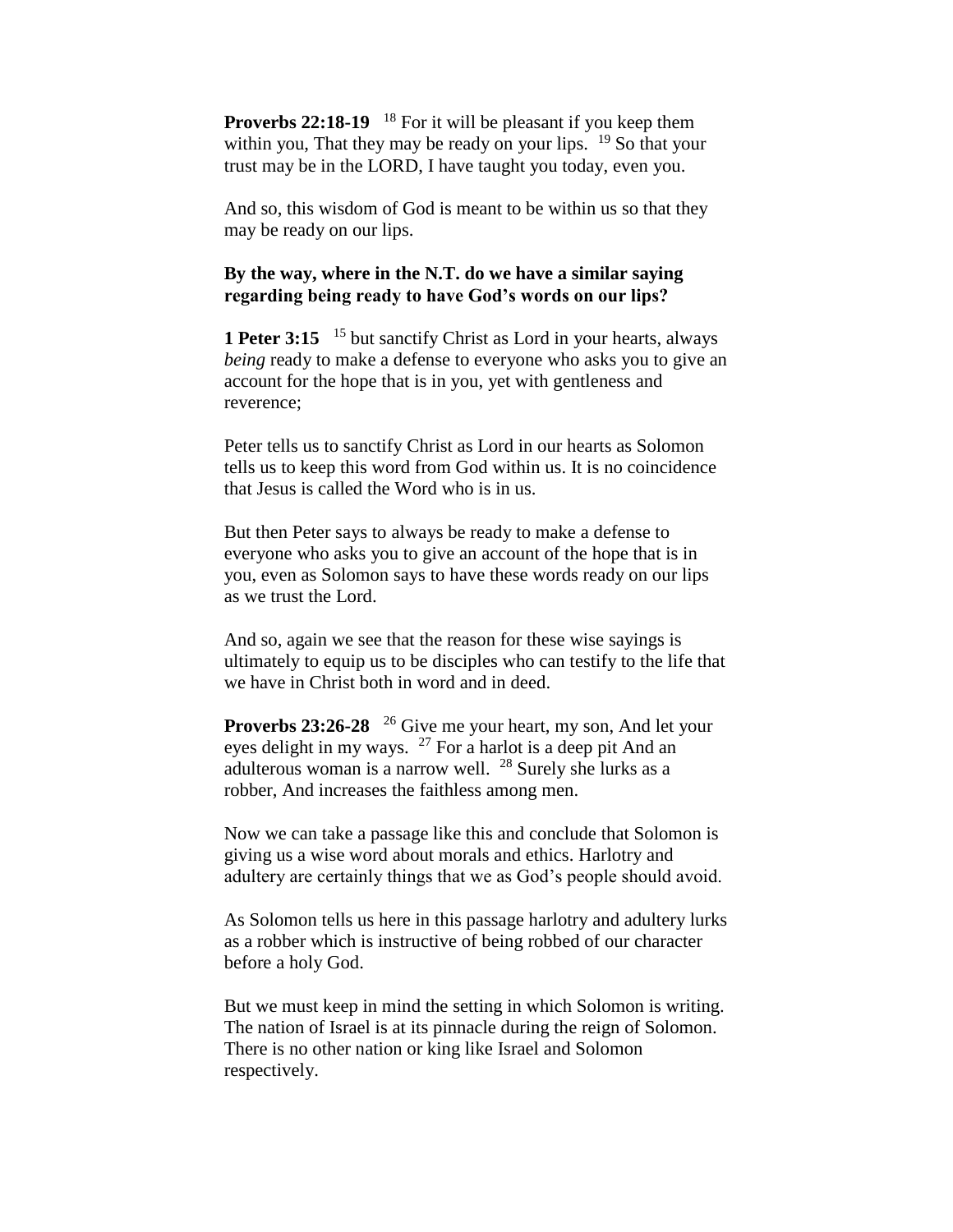**Proverbs 22:18-19** [18] For it will be pleasant if you keep them within you, That they may be ready on your lips. [19] So that your trust may be in the LORD, I have taught you today, even you.

And so, this wisdom of God is meant to be within us so that they may be ready on our lips.

**By the way, where in the N.T. do we have a similar saying regarding being ready to have God's words on our lips?**

**1 Peter 3:15** [15] but sanctify Christ as Lord in your hearts, always *being* ready to make a defense to everyone who asks you to give an account for the hope that is in you, yet with gentleness and reverence;

Peter tells us to sanctify Christ as Lord in our hearts as Solomon tells us to keep this word from God within us. It is no coincidence that Jesus is called the Word who is in us.

But then Peter says to always be ready to make a defense to everyone who asks you to give an account of the hope that is in you, even as Solomon says to have these words ready on our lips as we trust the Lord.

And so, again we see that the reason for these wise sayings is ultimately to equip us to be disciples who can testify to the life that we have in Christ both in word and in deed.

**Proverbs 23:26-28** [26] Give me your heart, my son, And let your eyes delight in my ways. [27] For a harlot is a deep pit And an adulterous woman is a narrow well. [28] Surely she lurks as a robber, And increases the faithless among men.

Now we can take a passage like this and conclude that Solomon is giving us a wise word about morals and ethics. Harlotry and adultery are certainly things that we as God's people should avoid.

As Solomon tells us here in this passage harlotry and adultery lurks as a robber which is instructive of being robbed of our character before a holy God.

But we must keep in mind the setting in which Solomon is writing. The nation of Israel is at its pinnacle during the reign of Solomon. There is no other nation or king like Israel and Solomon respectively.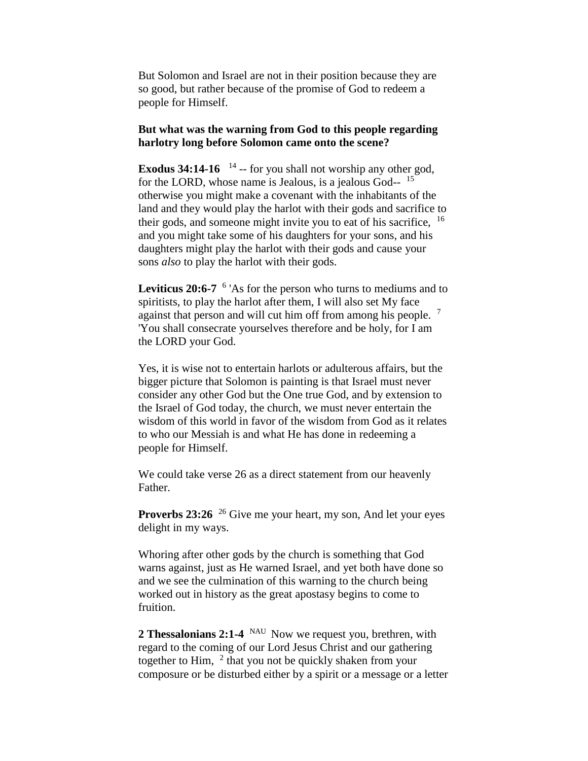But Solomon and Israel are not in their position because they are so good, but rather because of the promise of God to redeem a people for Himself.

**But what was the warning from God to this people regarding harlotry long before Solomon came onto the scene?**

**Exodus 34:14-16** [14] -- for you shall not worship any other god, for the LORD, whose name is Jealous, is a jealous God-- [15] otherwise you might make a covenant with the inhabitants of the land and they would play the harlot with their gods and sacrifice to their gods, and someone might invite you to eat of his sacrifice, [16] and you might take some of his daughters for your sons, and his daughters might play the harlot with their gods and cause your sons *also* to play the harlot with their gods.

**Leviticus 20:6-7** [6] 'As for the person who turns to mediums and to spiritists, to play the harlot after them, I will also set My face against that person and will cut him off from among his people. [7] 'You shall consecrate yourselves therefore and be holy, for I am the LORD your God.

Yes, it is wise not to entertain harlots or adulterous affairs, but the bigger picture that Solomon is painting is that Israel must never consider any other God but the One true God, and by extension to the Israel of God today, the church, we must never entertain the wisdom of this world in favor of the wisdom from God as it relates to who our Messiah is and what He has done in redeeming a people for Himself.

We could take verse 26 as a direct statement from our heavenly Father.

**Proverbs 23:26** [26] Give me your heart, my son, And let your eyes delight in my ways.

Whoring after other gods by the church is something that God warns against, just as He warned Israel, and yet both have done so and we see the culmination of this warning to the church being worked out in history as the great apostasy begins to come to fruition.

**2 Thessalonians 2:1-4** [NAU] Now we request you, brethren, with regard to the coming of our Lord Jesus Christ and our gathering together to Him, [2] that you not be quickly shaken from your composure or be disturbed either by a spirit or a message or a letter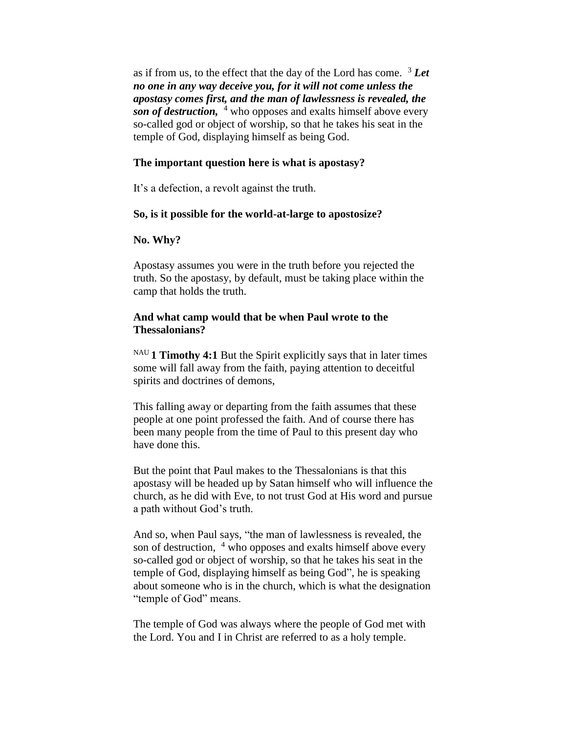as if from us, to the effect that the day of the Lord has come. [3] ***Let no one in any way deceive you, for it will not come unless the apostasy comes first, and the man of lawlessness is revealed, the son of destruction,*** [4] who opposes and exalts himself above every so-called god or object of worship, so that he takes his seat in the temple of God, displaying himself as being God.

**The important question here is what is apostasy?**

It's a defection, a revolt against the truth.

**So, is it possible for the world-at-large to apostosize?**

**No. Why?**

Apostasy assumes you were in the truth before you rejected the truth. So the apostasy, by default, must be taking place within the camp that holds the truth.

**And what camp would that be when Paul wrote to the Thessalonians?**

[NAU] **1 Timothy 4:1** But the Spirit explicitly says that in later times some will fall away from the faith, paying attention to deceitful spirits and doctrines of demons,

This falling away or departing from the faith assumes that these people at one point professed the faith. And of course there has been many people from the time of Paul to this present day who have done this.

But the point that Paul makes to the Thessalonians is that this apostasy will be headed up by Satan himself who will influence the church, as he did with Eve, to not trust God at His word and pursue a path without God's truth.

And so, when Paul says, "the man of lawlessness is revealed, the son of destruction, [4] who opposes and exalts himself above every so-called god or object of worship, so that he takes his seat in the temple of God, displaying himself as being God", he is speaking about someone who is in the church, which is what the designation "temple of God" means.

The temple of God was always where the people of God met with the Lord. You and I in Christ are referred to as a holy temple.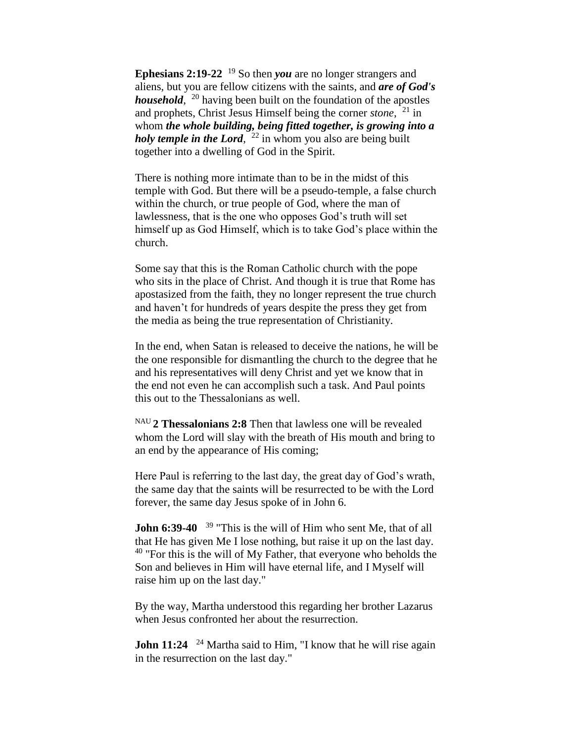**Ephesians 2:19-22** [19] So then ***you*** are no longer strangers and aliens, but you are fellow citizens with the saints, and ***are of God's household***, [20] having been built on the foundation of the apostles and prophets, Christ Jesus Himself being the corner *stone*, [21] in whom ***the whole building, being fitted together, is growing into a holy temple in the Lord***, [22] in whom you also are being built together into a dwelling of God in the Spirit.

There is nothing more intimate than to be in the midst of this temple with God. But there will be a pseudo-temple, a false church within the church, or true people of God, where the man of lawlessness, that is the one who opposes God's truth will set himself up as God Himself, which is to take God's place within the church.

Some say that this is the Roman Catholic church with the pope who sits in the place of Christ. And though it is true that Rome has apostasized from the faith, they no longer represent the true church and haven't for hundreds of years despite the press they get from the media as being the true representation of Christianity.

In the end, when Satan is released to deceive the nations, he will be the one responsible for dismantling the church to the degree that he and his representatives will deny Christ and yet we know that in the end not even he can accomplish such a task. And Paul points this out to the Thessalonians as well.

[NAU] **2 Thessalonians 2:8** Then that lawless one will be revealed whom the Lord will slay with the breath of His mouth and bring to an end by the appearance of His coming;

Here Paul is referring to the last day, the great day of God's wrath, the same day that the saints will be resurrected to be with the Lord forever, the same day Jesus spoke of in John 6.

**John 6:39-40** [39] "This is the will of Him who sent Me, that of all that He has given Me I lose nothing, but raise it up on the last day. [40] "For this is the will of My Father, that everyone who beholds the Son and believes in Him will have eternal life, and I Myself will raise him up on the last day."

By the way, Martha understood this regarding her brother Lazarus when Jesus confronted her about the resurrection.

**John 11:24** [24] Martha said to Him, "I know that he will rise again in the resurrection on the last day."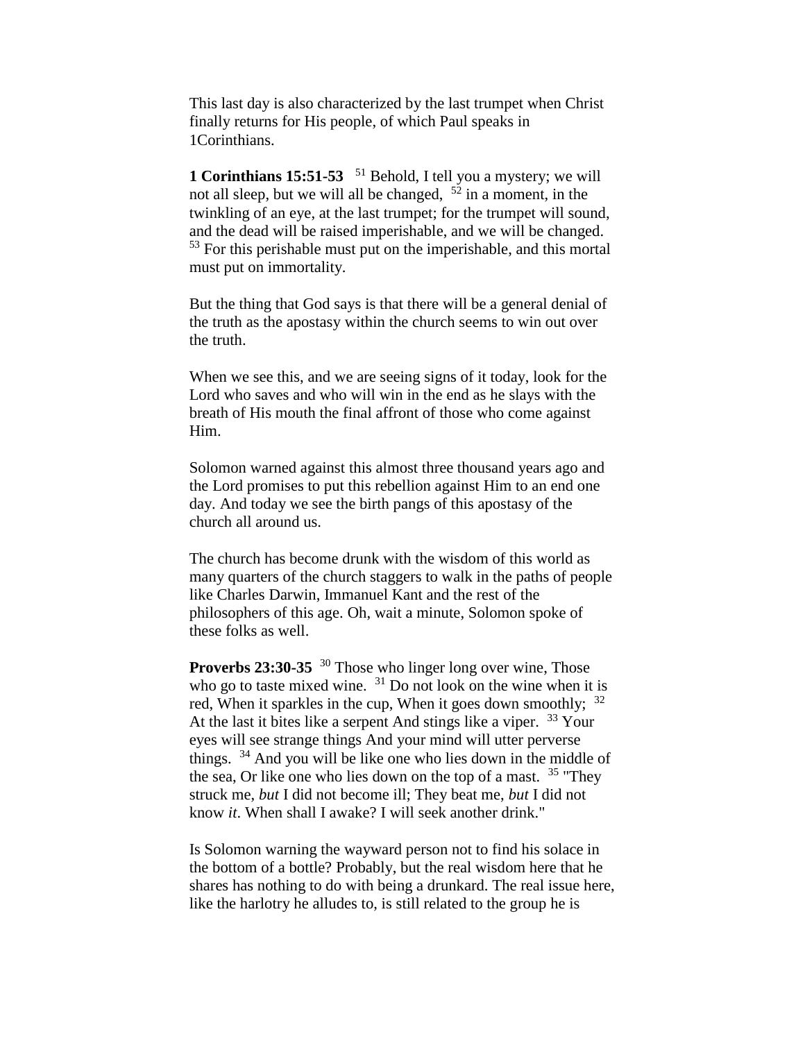This last day is also characterized by the last trumpet when Christ finally returns for His people, of which Paul speaks in 1Corinthians.

**1 Corinthians 15:51-53** [51] Behold, I tell you a mystery; we will not all sleep, but we will all be changed, [52] in a moment, in the twinkling of an eye, at the last trumpet; for the trumpet will sound, and the dead will be raised imperishable, and we will be changed. [53] For this perishable must put on the imperishable, and this mortal must put on immortality.

But the thing that God says is that there will be a general denial of the truth as the apostasy within the church seems to win out over the truth.

When we see this, and we are seeing signs of it today, look for the Lord who saves and who will win in the end as he slays with the breath of His mouth the final affront of those who come against Him.

Solomon warned against this almost three thousand years ago and the Lord promises to put this rebellion against Him to an end one day. And today we see the birth pangs of this apostasy of the church all around us.

The church has become drunk with the wisdom of this world as many quarters of the church staggers to walk in the paths of people like Charles Darwin, Immanuel Kant and the rest of the philosophers of this age. Oh, wait a minute, Solomon spoke of these folks as well.

**Proverbs 23:30-35** [30] Those who linger long over wine, Those who go to taste mixed wine. [31] Do not look on the wine when it is red, When it sparkles in the cup, When it goes down smoothly; [32] At the last it bites like a serpent And stings like a viper. [33] Your eyes will see strange things And your mind will utter perverse things. [34] And you will be like one who lies down in the middle of the sea, Or like one who lies down on the top of a mast. [35] "They struck me, *but* I did not become ill; They beat me, *but* I did not know *it*. When shall I awake? I will seek another drink."

Is Solomon warning the wayward person not to find his solace in the bottom of a bottle? Probably, but the real wisdom here that he shares has nothing to do with being a drunkard. The real issue here, like the harlotry he alludes to, is still related to the group he is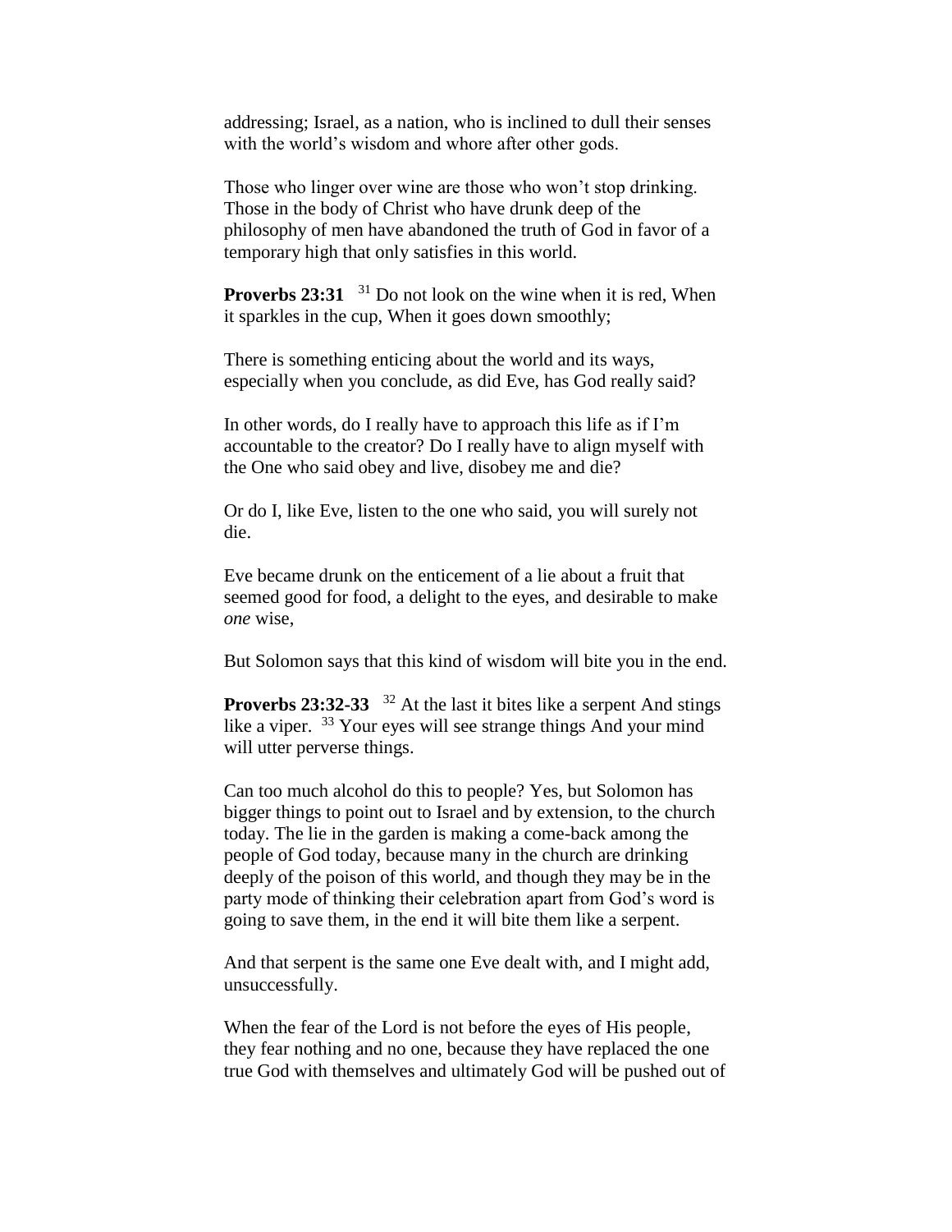addressing; Israel, as a nation, who is inclined to dull their senses with the world's wisdom and whore after other gods.

Those who linger over wine are those who won't stop drinking. Those in the body of Christ who have drunk deep of the philosophy of men have abandoned the truth of God in favor of a temporary high that only satisfies in this world.

**Proverbs 23:31** [31] Do not look on the wine when it is red, When it sparkles in the cup, When it goes down smoothly;

There is something enticing about the world and its ways, especially when you conclude, as did Eve, has God really said?

In other words, do I really have to approach this life as if I'm accountable to the creator? Do I really have to align myself with the One who said obey and live, disobey me and die?

Or do I, like Eve, listen to the one who said, you will surely not die.

Eve became drunk on the enticement of a lie about a fruit that seemed good for food, a delight to the eyes, and desirable to make *one* wise,

But Solomon says that this kind of wisdom will bite you in the end.

**Proverbs 23:32-33** [32] At the last it bites like a serpent And stings like a viper. [33] Your eyes will see strange things And your mind will utter perverse things.

Can too much alcohol do this to people? Yes, but Solomon has bigger things to point out to Israel and by extension, to the church today. The lie in the garden is making a come-back among the people of God today, because many in the church are drinking deeply of the poison of this world, and though they may be in the party mode of thinking their celebration apart from God's word is going to save them, in the end it will bite them like a serpent.

And that serpent is the same one Eve dealt with, and I might add, unsuccessfully.

When the fear of the Lord is not before the eyes of His people, they fear nothing and no one, because they have replaced the one true God with themselves and ultimately God will be pushed out of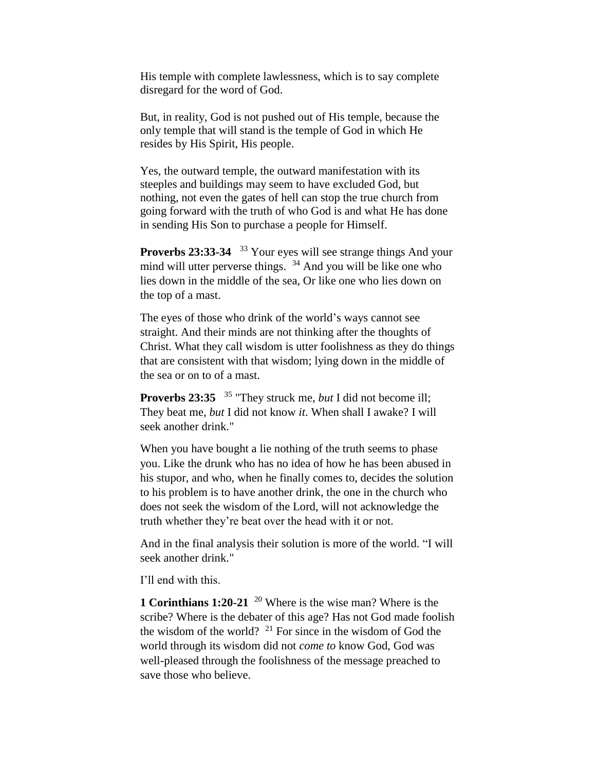His temple with complete lawlessness, which is to say complete disregard for the word of God.

But, in reality, God is not pushed out of His temple, because the only temple that will stand is the temple of God in which He resides by His Spirit, His people.

Yes, the outward temple, the outward manifestation with its steeples and buildings may seem to have excluded God, but nothing, not even the gates of hell can stop the true church from going forward with the truth of who God is and what He has done in sending His Son to purchase a people for Himself.

**Proverbs 23:33-34** [33] Your eyes will see strange things And your mind will utter perverse things. [34] And you will be like one who lies down in the middle of the sea, Or like one who lies down on the top of a mast.

The eyes of those who drink of the world's ways cannot see straight. And their minds are not thinking after the thoughts of Christ. What they call wisdom is utter foolishness as they do things that are consistent with that wisdom; lying down in the middle of the sea or on to of a mast.

**Proverbs 23:35** [35] "They struck me, *but* I did not become ill; They beat me, *but* I did not know *it*. When shall I awake? I will seek another drink."

When you have bought a lie nothing of the truth seems to phase you. Like the drunk who has no idea of how he has been abused in his stupor, and who, when he finally comes to, decides the solution to his problem is to have another drink, the one in the church who does not seek the wisdom of the Lord, will not acknowledge the truth whether they're beat over the head with it or not.

And in the final analysis their solution is more of the world. "I will seek another drink."

I'll end with this.

**1 Corinthians 1:20-21** [20] Where is the wise man? Where is the scribe? Where is the debater of this age? Has not God made foolish the wisdom of the world? [21] For since in the wisdom of God the world through its wisdom did not *come to* know God, God was well-pleased through the foolishness of the message preached to save those who believe.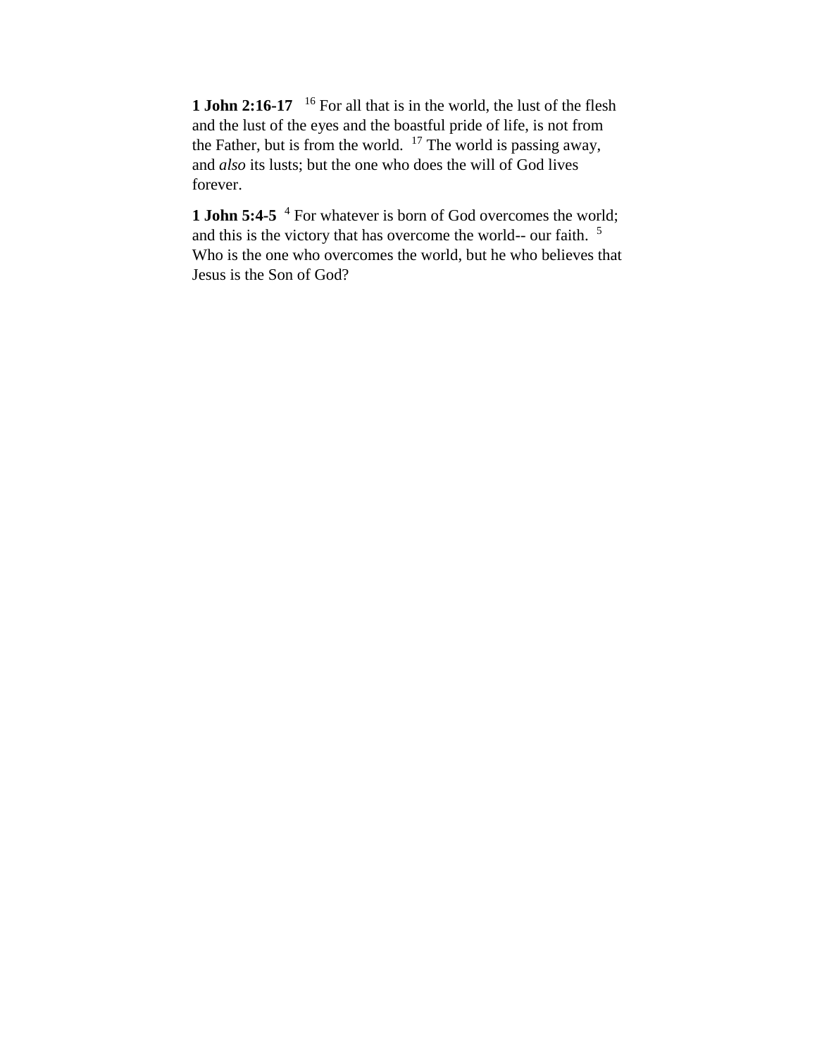**1 John 2:16-17** [16] For all that is in the world, the lust of the flesh and the lust of the eyes and the boastful pride of life, is not from the Father, but is from the world. [17] The world is passing away, and *also* its lusts; but the one who does the will of God lives forever.

**1 John 5:4-5** [4] For whatever is born of God overcomes the world; and this is the victory that has overcome the world-- our faith. [5] Who is the one who overcomes the world, but he who believes that Jesus is the Son of God?